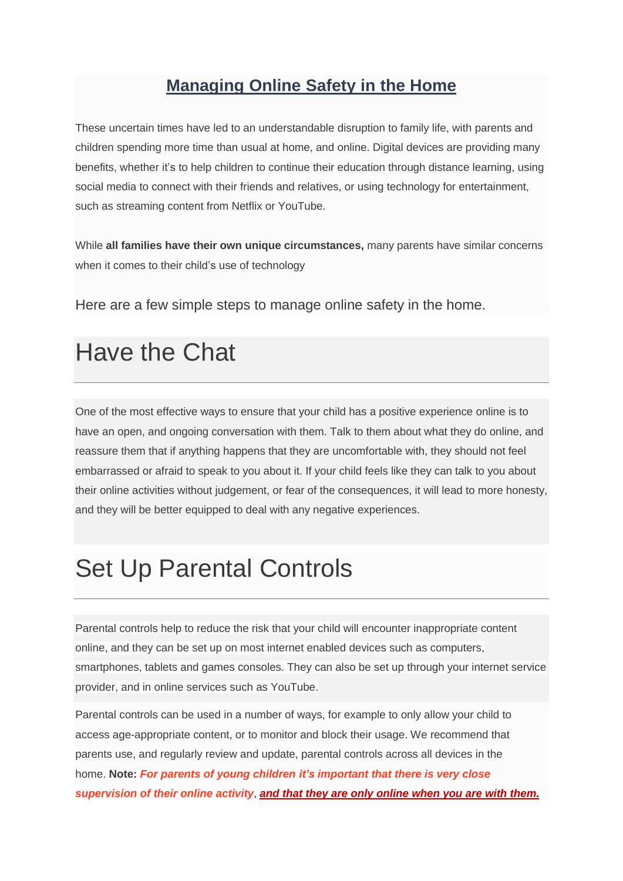# Managing Online Safety in the Home

These uncertain times have led to an understandable disruption to family life, with parents and children spending more time than usual at home, and online. Digital devices are providing many benefits, whether it's to help children to continue their education through distance learning, using social media to connect with their friends and relatives, or using technology for entertainment, such as streaming content from Netflix or YouTube.

While **all families have their own unique circumstances,** many parents have similar concerns when it comes to their child's use of technology

Here are a few simple steps to manage online safety in the home.

## Have the Chat

One of the most effective ways to ensure that your child has a positive experience online is to have an open, and ongoing conversation with them. Talk to them about what they do online, and reassure them that if anything happens that they are uncomfortable with, they should not feel embarrassed or afraid to speak to you about it. If your child feels like they can talk to you about their online activities without judgement, or fear of the consequences, it will lead to more honesty, and they will be better equipped to deal with any negative experiences.

## Set Up Parental Controls

Parental controls help to reduce the risk that your child will encounter inappropriate content online, and they can be set up on most internet enabled devices such as computers, smartphones, tablets and games consoles. They can also be set up through your internet service provider, and in online services such as YouTube.

Parental controls can be used in a number of ways, for example to only allow your child to access age-appropriate content, or to monitor and block their usage. We recommend that parents use, and regularly review and update, parental controls across all devices in the home. **Note:** ***For parents of young children it's important that there is very close supervision of their online activity***, ***and that they are only online when you are with them.***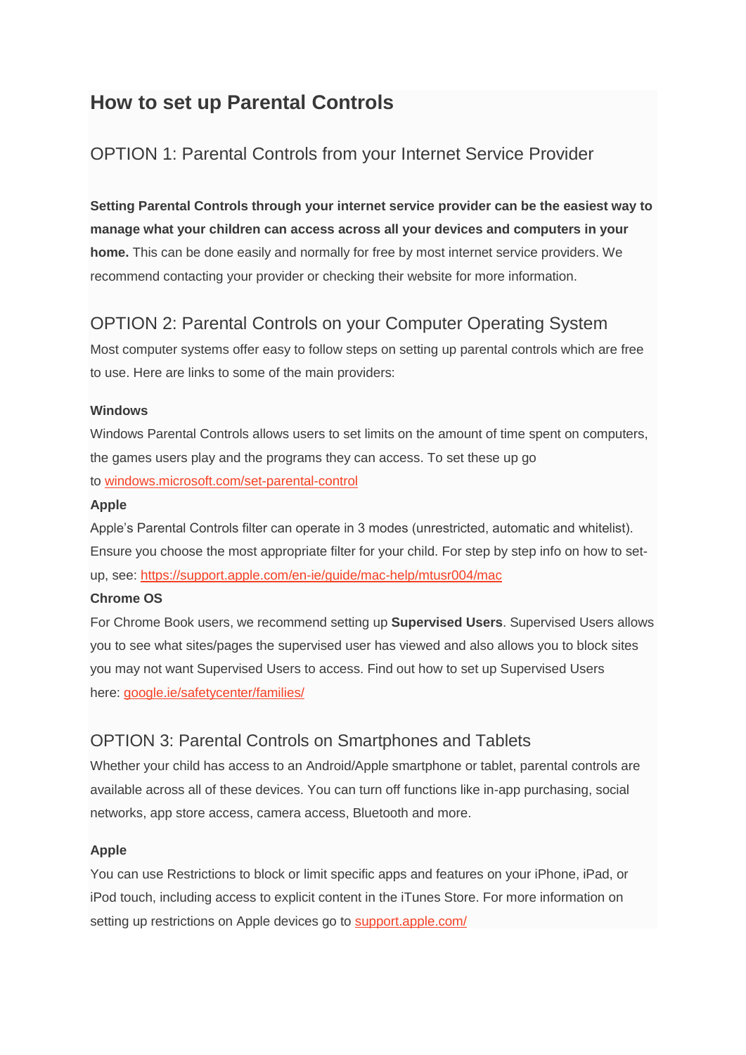# How to set up Parental Controls

## OPTION 1: Parental Controls from your Internet Service Provider

**Setting Parental Controls through your internet service provider can be the easiest way to manage what your children can access across all your devices and computers in your home.** This can be done easily and normally for free by most internet service providers. We recommend contacting your provider or checking their website for more information.

## OPTION 2: Parental Controls on your Computer Operating System

Most computer systems offer easy to follow steps on setting up parental controls which are free to use. Here are links to some of the main providers:

**Windows**

Windows Parental Controls allows users to set limits on the amount of time spent on computers, the games users play and the programs they can access. To set these up go to windows.microsoft.com/set-parental-control

**Apple**

Apple's Parental Controls filter can operate in 3 modes (unrestricted, automatic and whitelist). Ensure you choose the most appropriate filter for your child. For step by step info on how to set-up, see: https://support.apple.com/en-ie/guide/mac-help/mtusr004/mac

**Chrome OS**

For Chrome Book users, we recommend setting up **Supervised Users**. Supervised Users allows you to see what sites/pages the supervised user has viewed and also allows you to block sites you may not want Supervised Users to access. Find out how to set up Supervised Users here: google.ie/safetycenter/families/

## OPTION 3: Parental Controls on Smartphones and Tablets

Whether your child has access to an Android/Apple smartphone or tablet, parental controls are available across all of these devices. You can turn off functions like in-app purchasing, social networks, app store access, camera access, Bluetooth and more.

**Apple**

You can use Restrictions to block or limit specific apps and features on your iPhone, iPad, or iPod touch, including access to explicit content in the iTunes Store. For more information on setting up restrictions on Apple devices go to support.apple.com/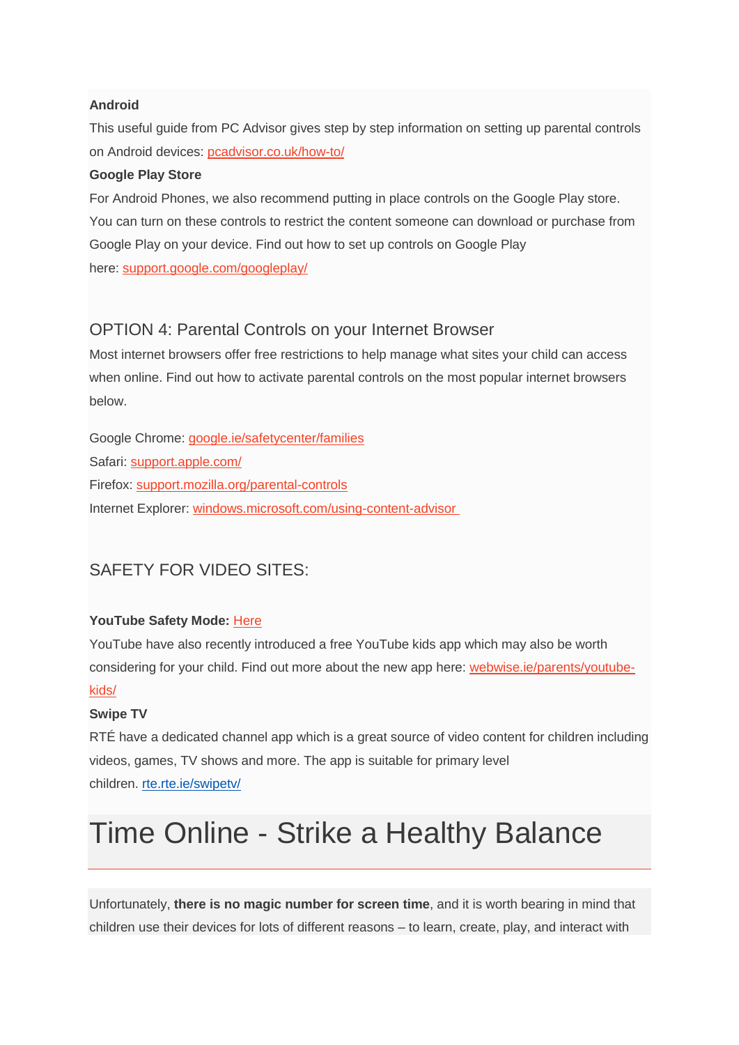**Android**

This useful guide from PC Advisor gives step by step information on setting up parental controls on Android devices: pcadvisor.co.uk/how-to/

**Google Play Store**

For Android Phones, we also recommend putting in place controls on the Google Play store. You can turn on these controls to restrict the content someone can download or purchase from Google Play on your device. Find out how to set up controls on Google Play here: support.google.com/googleplay/

### OPTION 4: Parental Controls on your Internet Browser

Most internet browsers offer free restrictions to help manage what sites your child can access when online. Find out how to activate parental controls on the most popular internet browsers below.

Google Chrome: google.ie/safetycenter/families
Safari: support.apple.com/
Firefox: support.mozilla.org/parental-controls
Internet Explorer: windows.microsoft.com/using-content-advisor

### SAFETY FOR VIDEO SITES:

**YouTube Safety Mode:** Here

YouTube have also recently introduced a free YouTube kids app which may also be worth considering for your child. Find out more about the new app here: webwise.ie/parents/youtube-kids/

**Swipe TV**

RTÉ have a dedicated channel app which is a great source of video content for children including videos, games, TV shows and more. The app is suitable for primary level children. rte.rte.ie/swipetv/

# Time Online - Strike a Healthy Balance

Unfortunately, **there is no magic number for screen time**, and it is worth bearing in mind that children use their devices for lots of different reasons – to learn, create, play, and interact with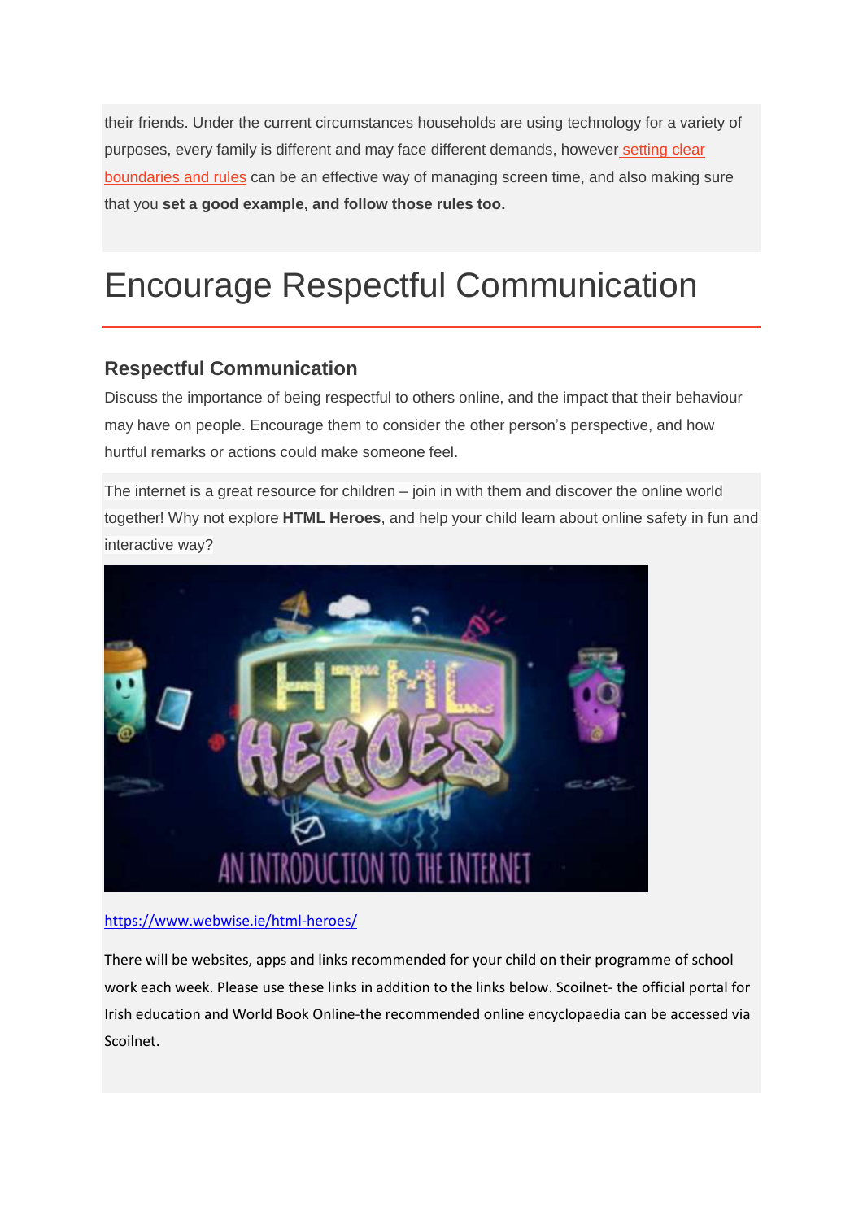their friends. Under the current circumstances households are using technology for a variety of purposes, every family is different and may face different demands, however setting clear boundaries and rules can be an effective way of managing screen time, and also making sure that you **set a good example, and follow those rules too.**

# Encourage Respectful Communication

## Respectful Communication

Discuss the importance of being respectful to others online, and the impact that their behaviour may have on people. Encourage them to consider the other person's perspective, and how hurtful remarks or actions could make someone feel.

The internet is a great resource for children – join in with them and discover the online world together! Why not explore **HTML Heroes**, and help your child learn about online safety in fun and interactive way?

https://www.webwise.ie/html-heroes/

There will be websites, apps and links recommended for your child on their programme of school work each week. Please use these links in addition to the links below. Scoilnet- the official portal for Irish education and World Book Online-the recommended online encyclopaedia can be accessed via Scoilnet.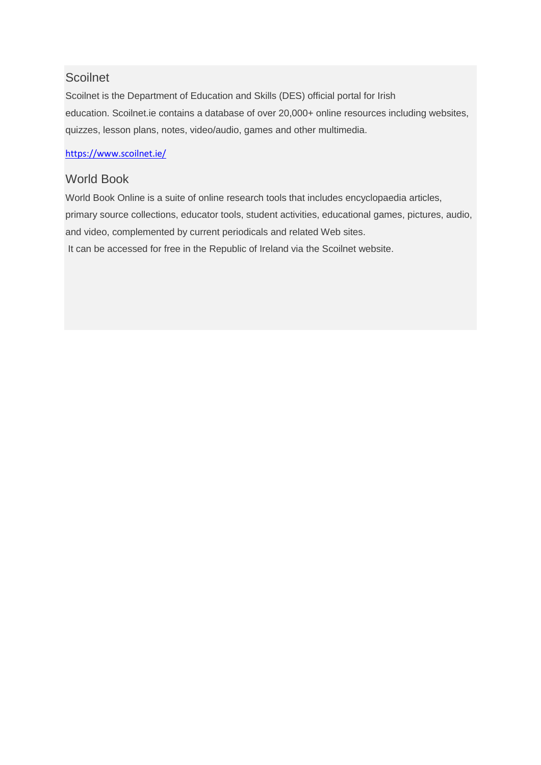## Scoilnet

Scoilnet is the Department of Education and Skills (DES) official portal for Irish education. Scoilnet.ie contains a database of over 20,000+ online resources including websites, quizzes, lesson plans, notes, video/audio, games and other multimedia.

https://www.scoilnet.ie/

## World Book

World Book Online is a suite of online research tools that includes encyclopaedia articles, primary source collections, educator tools, student activities, educational games, pictures, audio, and video, complemented by current periodicals and related Web sites.

It can be accessed for free in the Republic of Ireland via the Scoilnet website.